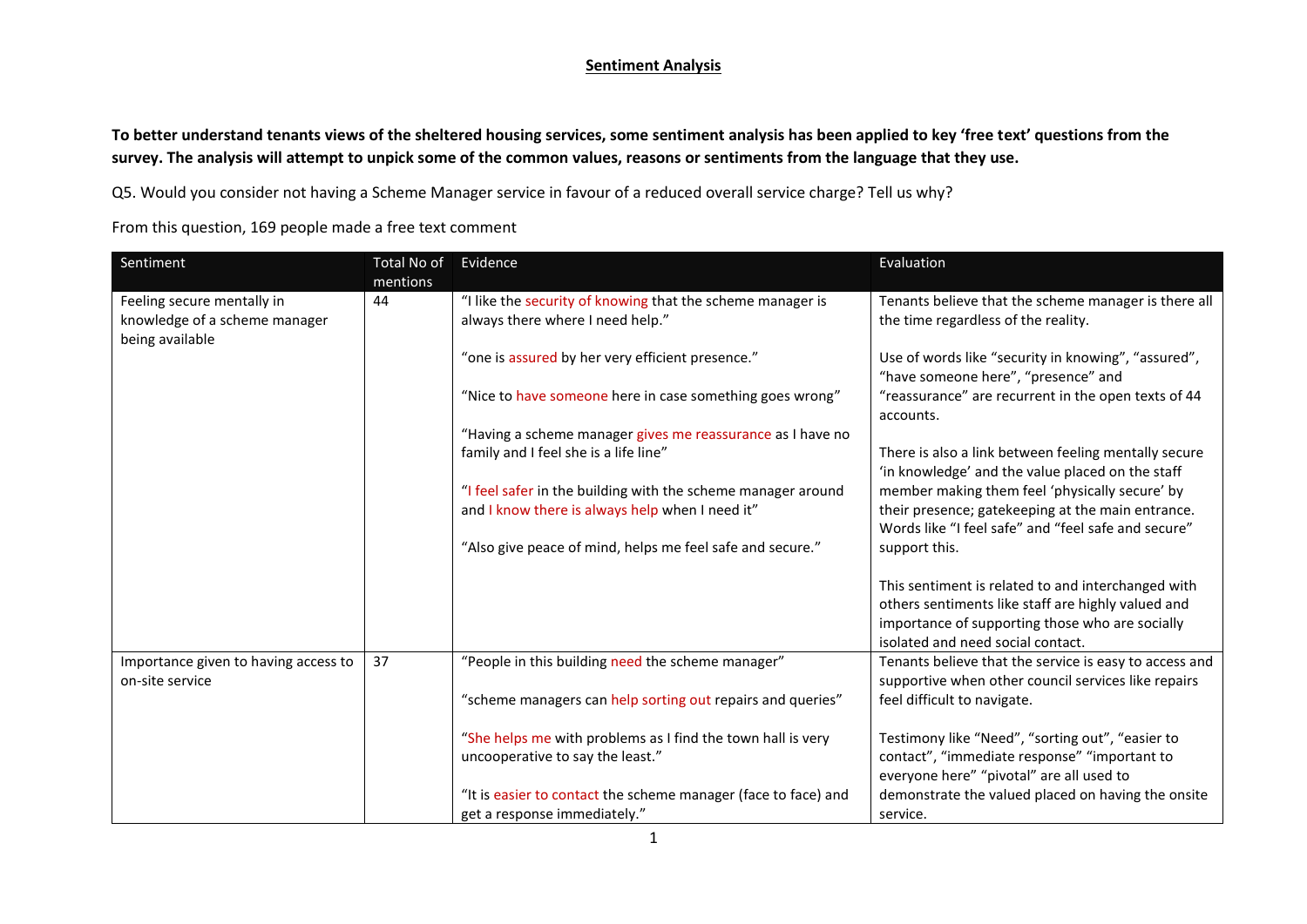## Sentiment Analysis

**To better understand tenants views of the sheltered housing services, some sentiment analysis has been applied to key 'free text' questions from the survey. The analysis will attempt to unpick some of the common values, reasons or sentiments from the language that they use.**

Q5. Would you consider not having a Scheme Manager service in favour of a reduced overall service charge? Tell us why?

From this question, 169 people made a free text comment

| Sentiment | Total No of mentions | Evidence | Evaluation |
|---|---|---|---|
| Feeling secure mentally in knowledge of a scheme manager being available | 44 | "I like the security of knowing that the scheme manager is always there where I need help."<br><br>"one is assured by her very efficient presence."<br><br>"Nice to have someone here in case something goes wrong"<br><br>"Having a scheme manager gives me reassurance as I have no family and I feel she is a life line"<br><br>"I feel safer in the building with the scheme manager around and I know there is always help when I need it"<br><br>"Also give peace of mind, helps me feel safe and secure." | Tenants believe that the scheme manager is there all the time regardless of the reality.<br><br>Use of words like "security in knowing", "assured", "have someone here", "presence" and "reassurance" are recurrent in the open texts of 44 accounts.<br><br>There is also a link between feeling mentally secure 'in knowledge' and the value placed on the staff member making them feel 'physically secure' by their presence; gatekeeping at the main entrance. Words like "I feel safe" and "feel safe and secure" support this.<br><br>This sentiment is related to and interchanged with others sentiments like staff are highly valued and importance of supporting those who are socially isolated and need social contact. |
| Importance given to having access to on-site service | 37 | "People in this building need the scheme manager"<br><br>"scheme managers can help sorting out repairs and queries"<br><br>"She helps me with problems as I find the town hall is very uncooperative to say the least."<br><br>"It is easier to contact the scheme manager (face to face) and get a response immediately." | Tenants believe that the service is easy to access and supportive when other council services like repairs feel difficult to navigate.<br><br>Testimony like "Need", "sorting out", "easier to contact", "immediate response" "important to everyone here" "pivotal" are all used to demonstrate the valued placed on having the onsite service. |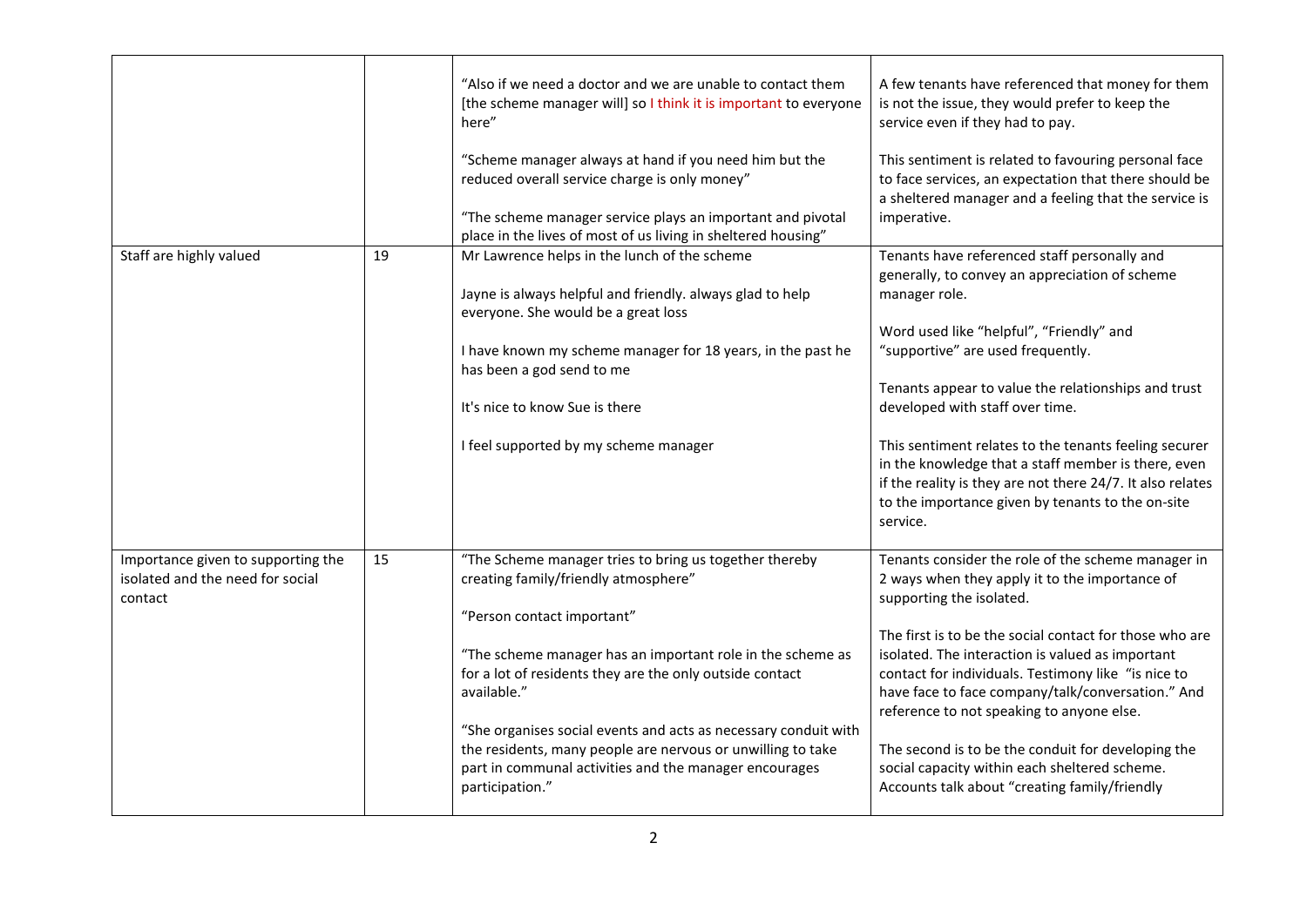| | | | |
|---|---|---|---|
| | | "Also if we need a doctor and we are unable to contact them [the scheme manager will] so I think it is important to everyone here"<br><br>"Scheme manager always at hand if you need him but the reduced overall service charge is only money"<br><br>"The scheme manager service plays an important and pivotal place in the lives of most of us living in sheltered housing" | A few tenants have referenced that money for them is not the issue, they would prefer to keep the service even if they had to pay.<br><br>This sentiment is related to favouring personal face to face services, an expectation that there should be a sheltered manager and a feeling that the service is imperative. |
| Staff are highly valued | 19 | Mr Lawrence helps in the lunch of the scheme<br><br>Jayne is always helpful and friendly. always glad to help everyone. She would be a great loss<br><br>I have known my scheme manager for 18 years, in the past he has been a god send to me<br><br>It's nice to know Sue is there<br><br>I feel supported by my scheme manager | Tenants have referenced staff personally and generally, to convey an appreciation of scheme manager role.<br><br>Word used like "helpful", "Friendly" and "supportive" are used frequently.<br><br>Tenants appear to value the relationships and trust developed with staff over time.<br><br>This sentiment relates to the tenants feeling securer in the knowledge that a staff member is there, even if the reality is they are not there 24/7. It also relates to the importance given by tenants to the on-site service. |
| Importance given to supporting the isolated and the need for social contact | 15 | "The Scheme manager tries to bring us together thereby creating family/friendly atmosphere"<br><br>"Person contact important"<br><br>"The scheme manager has an important role in the scheme as for a lot of residents they are the only outside contact available."<br><br>"She organises social events and acts as necessary conduit with the residents, many people are nervous or unwilling to take part in communal activities and the manager encourages participation." | Tenants consider the role of the scheme manager in 2 ways when they apply it to the importance of supporting the isolated.<br><br>The first is to be the social contact for those who are isolated. The interaction is valued as important contact for individuals. Testimony like "is nice to have face to face company/talk/conversation." And reference to not speaking to anyone else.<br><br>The second is to be the conduit for developing the social capacity within each sheltered scheme. Accounts talk about "creating family/friendly |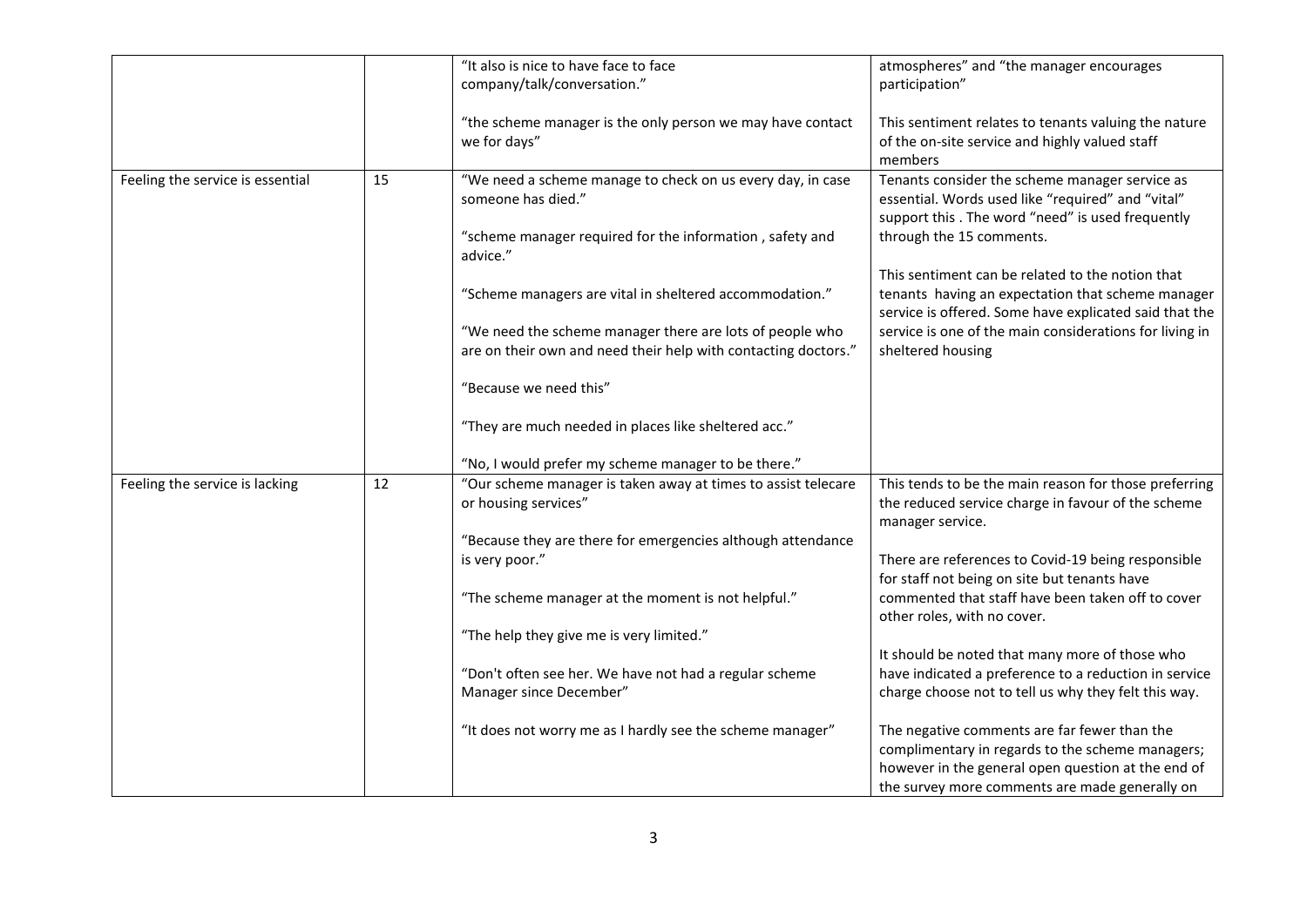| | | | |
|---|---|---|---|
| | | "It also is nice to have face to face company/talk/conversation."<br><br>"the scheme manager is the only person we may have contact we for days" | atmospheres" and "the manager encourages participation"<br><br>This sentiment relates to tenants valuing the nature of the on-site service and highly valued staff members |
| Feeling the service is essential | 15 | "We need a scheme manage to check on us every day, in case someone has died."<br><br>"scheme manager required for the information , safety and advice."<br><br>"Scheme managers are vital in sheltered accommodation."<br><br>"We need the scheme manager there are lots of people who are on their own and need their help with contacting doctors."<br><br>"Because we need this"<br><br>"They are much needed in places like sheltered acc."<br><br>"No, I would prefer my scheme manager to be there." | Tenants consider the scheme manager service as essential. Words used like "required" and "vital" support this . The word "need" is used frequently through the 15 comments.<br><br>This sentiment can be related to the notion that tenants having an expectation that scheme manager service is offered. Some have explicated said that the service is one of the main considerations for living in sheltered housing |
| Feeling the service is lacking | 12 | "Our scheme manager is taken away at times to assist telecare or housing services"<br><br>"Because they are there for emergencies although attendance is very poor."<br><br>"The scheme manager at the moment is not helpful."<br><br>"The help they give me is very limited."<br><br>"Don't often see her. We have not had a regular scheme Manager since December"<br><br>"It does not worry me as I hardly see the scheme manager" | This tends to be the main reason for those preferring the reduced service charge in favour of the scheme manager service.<br><br>There are references to Covid-19 being responsible for staff not being on site but tenants have commented that staff have been taken off to cover other roles, with no cover.<br><br>It should be noted that many more of those who have indicated a preference to a reduction in service charge choose not to tell us why they felt this way.<br><br>The negative comments are far fewer than the complimentary in regards to the scheme managers; however in the general open question at the end of the survey more comments are made generally on |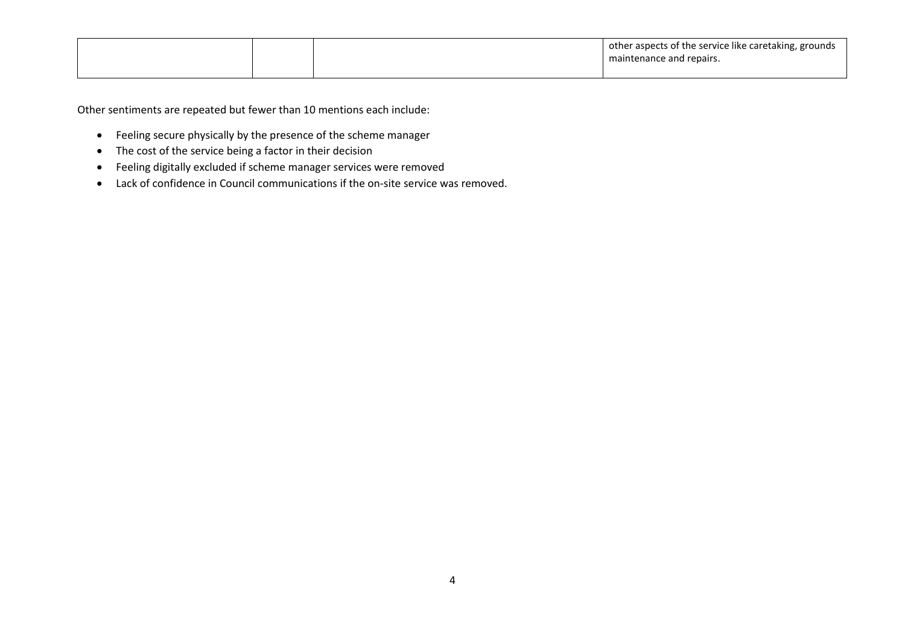| | | | other aspects of the service like caretaking, grounds maintenance and repairs. |
|---|---|---|---|

Other sentiments are repeated but fewer than 10 mentions each include:

- Feeling secure physically by the presence of the scheme manager
- The cost of the service being a factor in their decision
- Feeling digitally excluded if scheme manager services were removed
- Lack of confidence in Council communications if the on-site service was removed.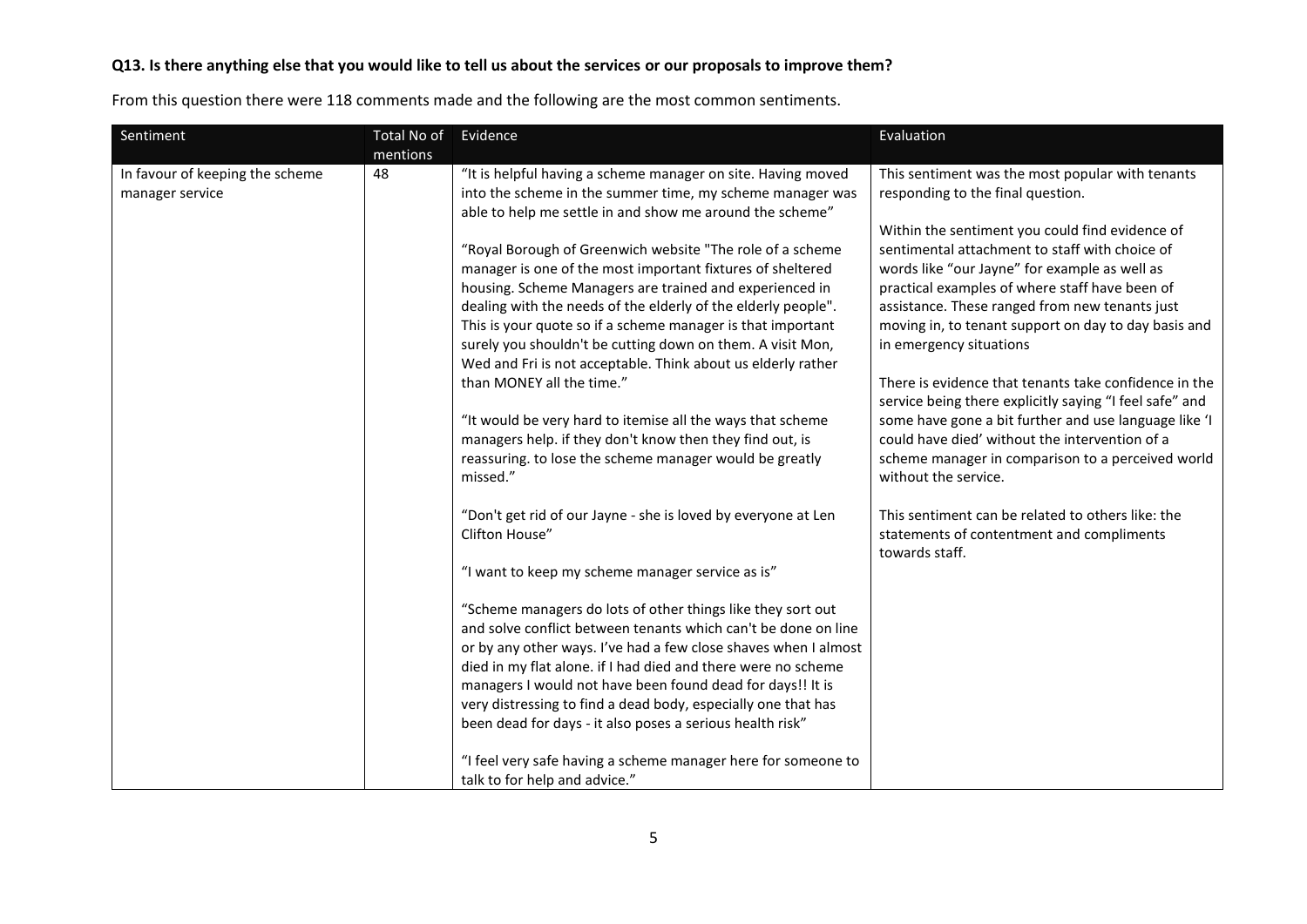**Q13. Is there anything else that you would like to tell us about the services or our proposals to improve them?**

From this question there were 118 comments made and the following are the most common sentiments.

| Sentiment | Total No of mentions | Evidence | Evaluation |
|---|---|---|---|
| In favour of keeping the scheme manager service | 48 | "It is helpful having a scheme manager on site. Having moved into the scheme in the summer time, my scheme manager was able to help me settle in and show me around the scheme"<br><br>"Royal Borough of Greenwich website "The role of a scheme manager is one of the most important fixtures of sheltered housing. Scheme Managers are trained and experienced in dealing with the needs of the elderly of the elderly people". This is your quote so if a scheme manager is that important surely you shouldn't be cutting down on them. A visit Mon, Wed and Fri is not acceptable. Think about us elderly rather than MONEY all the time."<br><br>"It would be very hard to itemise all the ways that scheme managers help. if they don't know then they find out, is reassuring. to lose the scheme manager would be greatly missed."<br><br>"Don't get rid of our Jayne - she is loved by everyone at Len Clifton House"<br><br>"I want to keep my scheme manager service as is"<br><br>"Scheme managers do lots of other things like they sort out and solve conflict between tenants which can't be done on line or by any other ways. I've had a few close shaves when I almost died in my flat alone. if I had died and there were no scheme managers I would not have been found dead for days!! It is very distressing to find a dead body, especially one that has been dead for days - it also poses a serious health risk"<br><br>"I feel very safe having a scheme manager here for someone to talk to for help and advice." | This sentiment was the most popular with tenants responding to the final question.<br><br>Within the sentiment you could find evidence of sentimental attachment to staff with choice of words like "our Jayne" for example as well as practical examples of where staff have been of assistance. These ranged from new tenants just moving in, to tenant support on day to day basis and in emergency situations<br><br>There is evidence that tenants take confidence in the service being there explicitly saying "I feel safe" and some have gone a bit further and use language like 'I could have died' without the intervention of a scheme manager in comparison to a perceived world without the service.<br><br>This sentiment can be related to others like: the statements of contentment and compliments towards staff. |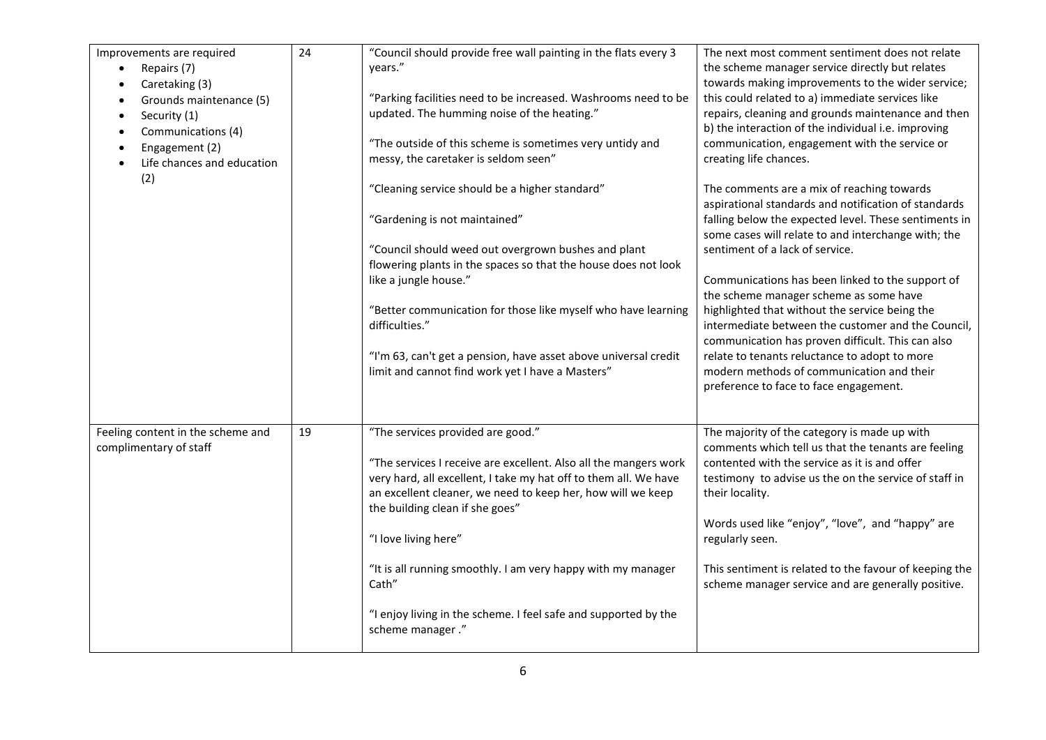| | | | |
|---|---|---|---|
| Improvements are required<br>• Repairs (7)<br>• Caretaking (3)<br>• Grounds maintenance (5)<br>• Security (1)<br>• Communications (4)<br>• Engagement (2)<br>• Life chances and education (2) | 24 | "Council should provide free wall painting in the flats every 3 years."<br><br>"Parking facilities need to be increased. Washrooms need to be updated. The humming noise of the heating."<br><br>"The outside of this scheme is sometimes very untidy and messy, the caretaker is seldom seen"<br><br>"Cleaning service should be a higher standard"<br><br>"Gardening is not maintained"<br><br>"Council should weed out overgrown bushes and plant flowering plants in the spaces so that the house does not look like a jungle house."<br><br>"Better communication for those like myself who have learning difficulties."<br><br>"I'm 63, can't get a pension, have asset above universal credit limit and cannot find work yet I have a Masters" | The next most comment sentiment does not relate the scheme manager service directly but relates towards making improvements to the wider service; this could related to a) immediate services like repairs, cleaning and grounds maintenance and then b) the interaction of the individual i.e. improving communication, engagement with the service or creating life chances.<br><br>The comments are a mix of reaching towards aspirational standards and notification of standards falling below the expected level. These sentiments in some cases will relate to and interchange with; the sentiment of a lack of service.<br><br>Communications has been linked to the support of the scheme manager scheme as some have highlighted that without the service being the intermediate between the customer and the Council, communication has proven difficult. This can also relate to tenants reluctance to adopt to more modern methods of communication and their preference to face to face engagement. |
| Feeling content in the scheme and complimentary of staff | 19 | "The services provided are good."<br><br>"The services I receive are excellent. Also all the mangers work very hard, all excellent, I take my hat off to them all. We have an excellent cleaner, we need to keep her, how will we keep the building clean if she goes"<br><br>"I love living here"<br><br>"It is all running smoothly. I am very happy with my manager Cath"<br><br>"I enjoy living in the scheme. I feel safe and supported by the scheme manager ." | The majority of the category is made up with comments which tell us that the tenants are feeling contented with the service as it is and offer testimony to advise us the on the service of staff in their locality.<br><br>Words used like "enjoy", "love", and "happy" are regularly seen.<br><br>This sentiment is related to the favour of keeping the scheme manager service and are generally positive. |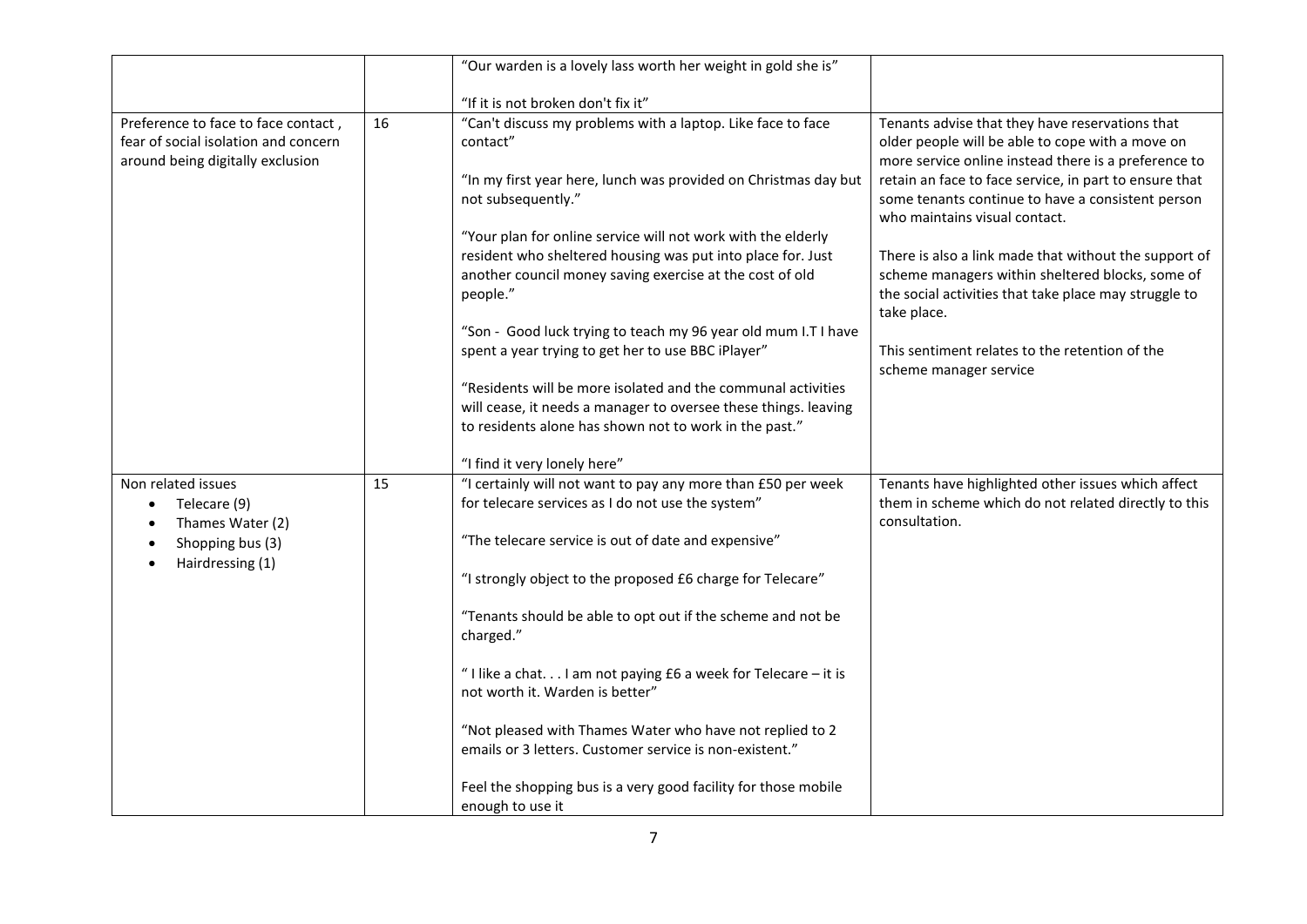| | | | |
|---|---|---|---|
| | | "Our warden is a lovely lass worth her weight in gold she is"<br><br>"If it is not broken don't fix it" | |
| Preference to face to face contact , fear of social isolation and concern around being digitally exclusion | 16 | "Can't discuss my problems with a laptop. Like face to face contact"<br><br>"In my first year here, lunch was provided on Christmas day but not subsequently."<br><br>"Your plan for online service will not work with the elderly resident who sheltered housing was put into place for. Just another council money saving exercise at the cost of old people."<br><br>"Son - Good luck trying to teach my 96 year old mum I.T I have spent a year trying to get her to use BBC iPlayer"<br><br>"Residents will be more isolated and the communal activities will cease, it needs a manager to oversee these things. leaving to residents alone has shown not to work in the past."<br><br>"I find it very lonely here" | Tenants advise that they have reservations that older people will be able to cope with a move on more service online instead there is a preference to retain an face to face service, in part to ensure that some tenants continue to have a consistent person who maintains visual contact.<br><br>There is also a link made that without the support of scheme managers within sheltered blocks, some of the social activities that take place may struggle to take place.<br><br>This sentiment relates to the retention of the scheme manager service |
| Non related issues<br>• Telecare (9)<br>• Thames Water (2)<br>• Shopping bus (3)<br>• Hairdressing (1) | 15 | "I certainly will not want to pay any more than £50 per week for telecare services as I do not use the system"<br><br>"The telecare service is out of date and expensive"<br><br>"I strongly object to the proposed £6 charge for Telecare"<br><br>"Tenants should be able to opt out if the scheme and not be charged."<br><br>" I like a chat. . . I am not paying £6 a week for Telecare – it is not worth it. Warden is better"<br><br>"Not pleased with Thames Water who have not replied to 2 emails or 3 letters. Customer service is non-existent."<br><br>Feel the shopping bus is a very good facility for those mobile enough to use it | Tenants have highlighted other issues which affect them in scheme which do not related directly to this consultation. |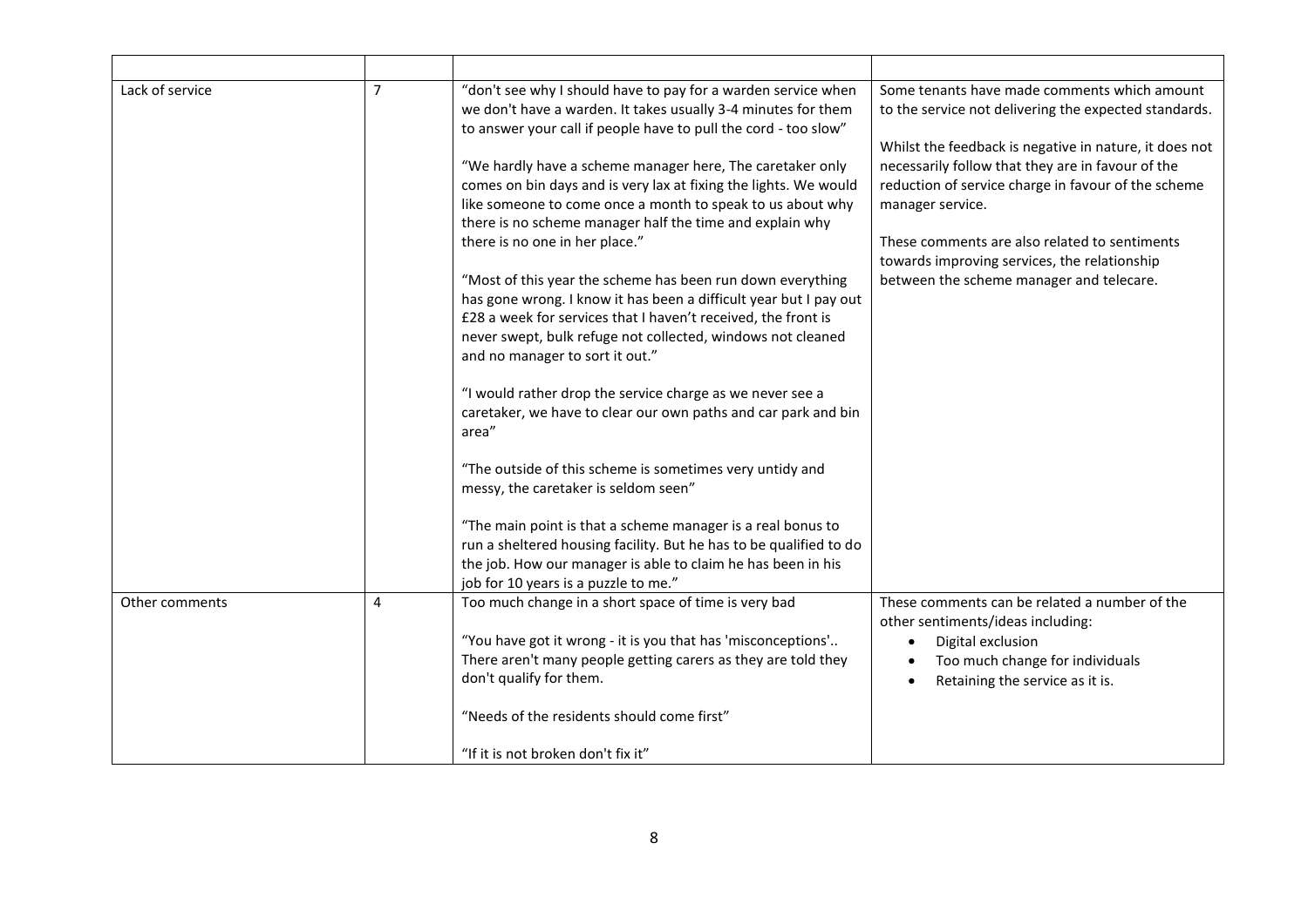| | | | |
|---|---|---|---|
| Lack of service | 7 | "don't see why I should have to pay for a warden service when we don't have a warden. It takes usually 3-4 minutes for them to answer your call if people have to pull the cord - too slow"<br><br>"We hardly have a scheme manager here, The caretaker only comes on bin days and is very lax at fixing the lights. We would like someone to come once a month to speak to us about why there is no scheme manager half the time and explain why there is no one in her place."<br><br>"Most of this year the scheme has been run down everything has gone wrong. I know it has been a difficult year but I pay out £28 a week for services that I haven't received, the front is never swept, bulk refuge not collected, windows not cleaned and no manager to sort it out."<br><br>"I would rather drop the service charge as we never see a caretaker, we have to clear our own paths and car park and bin area"<br><br>"The outside of this scheme is sometimes very untidy and messy, the caretaker is seldom seen"<br><br>"The main point is that a scheme manager is a real bonus to run a sheltered housing facility. But he has to be qualified to do the job. How our manager is able to claim he has been in his job for 10 years is a puzzle to me." | Some tenants have made comments which amount to the service not delivering the expected standards.<br><br>Whilst the feedback is negative in nature, it does not necessarily follow that they are in favour of the reduction of service charge in favour of the scheme manager service.<br><br>These comments are also related to sentiments towards improving services, the relationship between the scheme manager and telecare. |
| Other comments | 4 | Too much change in a short space of time is very bad<br><br>"You have got it wrong - it is you that has 'misconceptions'.. There aren't many people getting carers as they are told they don't qualify for them.<br><br>"Needs of the residents should come first"<br><br>"If it is not broken don't fix it" | These comments can be related a number of the other sentiments/ideas including:<br>• Digital exclusion<br>• Too much change for individuals<br>• Retaining the service as it is. |